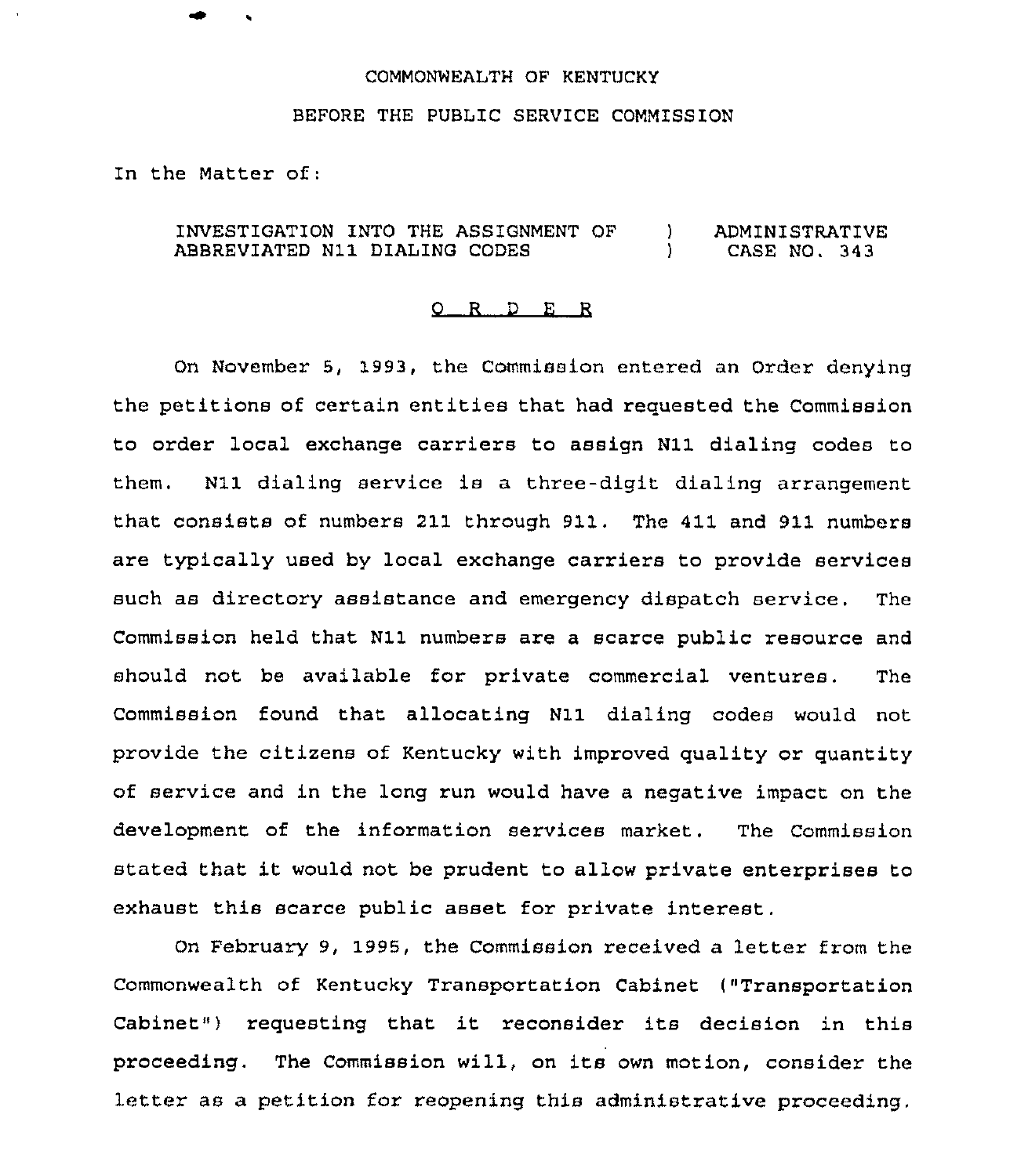COMMONWEALTH OF KENTUCKY

BEFORE THE PUBLIC SERVICE COMMISSION

In the Matter of:

| | | |
|---|---|---|
| INVESTIGATION INTO THE ASSIGNMENT OF ABBREVIATED N11 DIALING CODES | ) ) | ADMINISTRATIVE CASE NO. 343 |

O R D E R

On November 5, 1993, the Commission entered an Order denying the petitions of certain entities that had requested the Commission to order local exchange carriers to assign N11 dialing codes to them. N11 dialing service is a three-digit dialing arrangement that consists of numbers 211 through 911. The 411 and 911 numbers are typically used by local exchange carriers to provide services such as directory assistance and emergency dispatch service. The Commission held that N11 numbers are a scarce public resource and should not be available for private commercial ventures. The Commission found that allocating N11 dialing codes would not provide the citizens of Kentucky with improved quality or quantity of service and in the long run would have a negative impact on the development of the information services market. The Commission stated that it would not be prudent to allow private enterprises to exhaust this scarce public asset for private interest.

On February 9, 1995, the Commission received a letter from the Commonwealth of Kentucky Transportation Cabinet ("Transportation Cabinet") requesting that it reconsider its decision in this proceeding. The Commission will, on its own motion, consider the letter as a petition for reopening this administrative proceeding.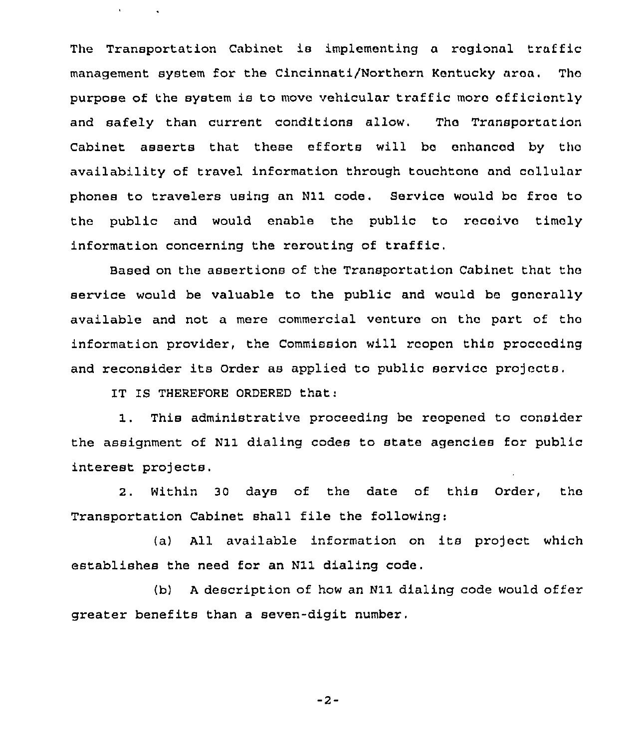The Transportation Cabinet is implementing a regional traffic management system for the Cincinnati/Northern Kentucky area. The purpose of the system is to move vehicular traffic more efficiently and safely than current conditions allow. The Transportation Cabinet asserts that these efforts will be enhanced by the availability of travel information through touchtone and cellular phones to travelers using an N11 code. Service would be free to the public and would enable the public to receive timely information concerning the rerouting of traffic.

Based on the assertions of the Transportation Cabinet that the service would be valuable to the public and would be generally available and not a mere commercial venture on the part of the information provider, the Commission will reopen this proceeding and reconsider its Order as applied to public service projects.

IT IS THEREFORE ORDERED that:

1. This administrative proceeding be reopened to consider the assignment of N11 dialing codes to state agencies for public interest projects.

2. Within 30 days of the date of this Order, the Transportation Cabinet shall file the following:

(a) All available information on its project which establishes the need for an N11 dialing code.

(b) A description of how an N11 dialing code would offer greater benefits than a seven-digit number.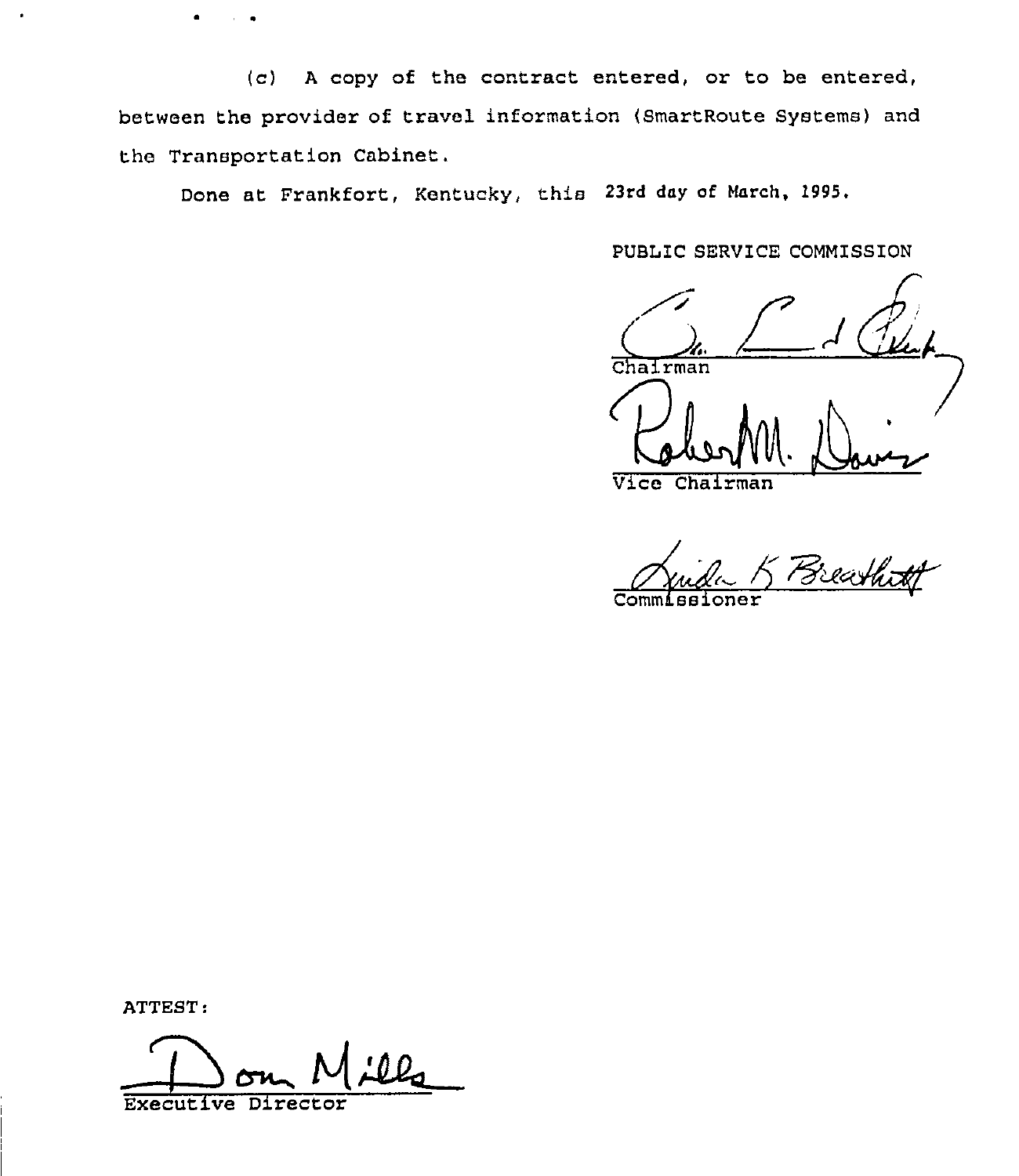(c) A copy of the contract entered, or to be entered, between the provider of travel information (SmartRoute Systems) and the Transportation Cabinet.

Done at Frankfort, Kentucky, this 23rd day of March, 1995.

PUBLIC SERVICE COMMISSION

Chairman

Vice Chairman

Commissioner

ATTEST:

Executive Director